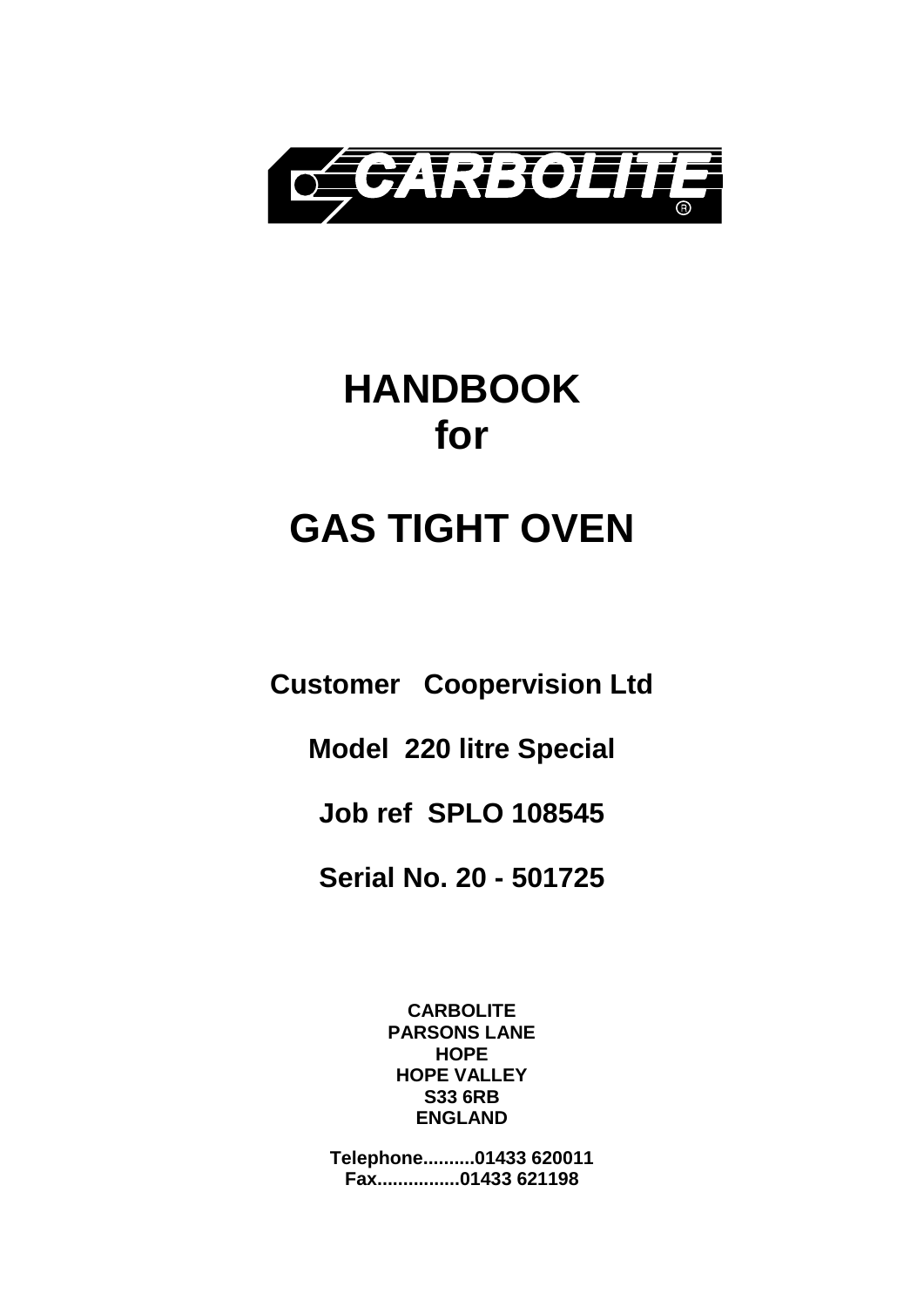CARBOLITE®

# HANDBOOK
# for

# GAS TIGHT OVEN

**Customer Coopervision Ltd**

**Model 220 litre Special**

**Job ref SPLO 108545**

**Serial No. 20 - 501725**

**CARBOLITE**
**PARSONS LANE**
**HOPE**
**HOPE VALLEY**
**S33 6RB**
**ENGLAND**

**Telephone..........01433 620011**
**Fax................01433 621198**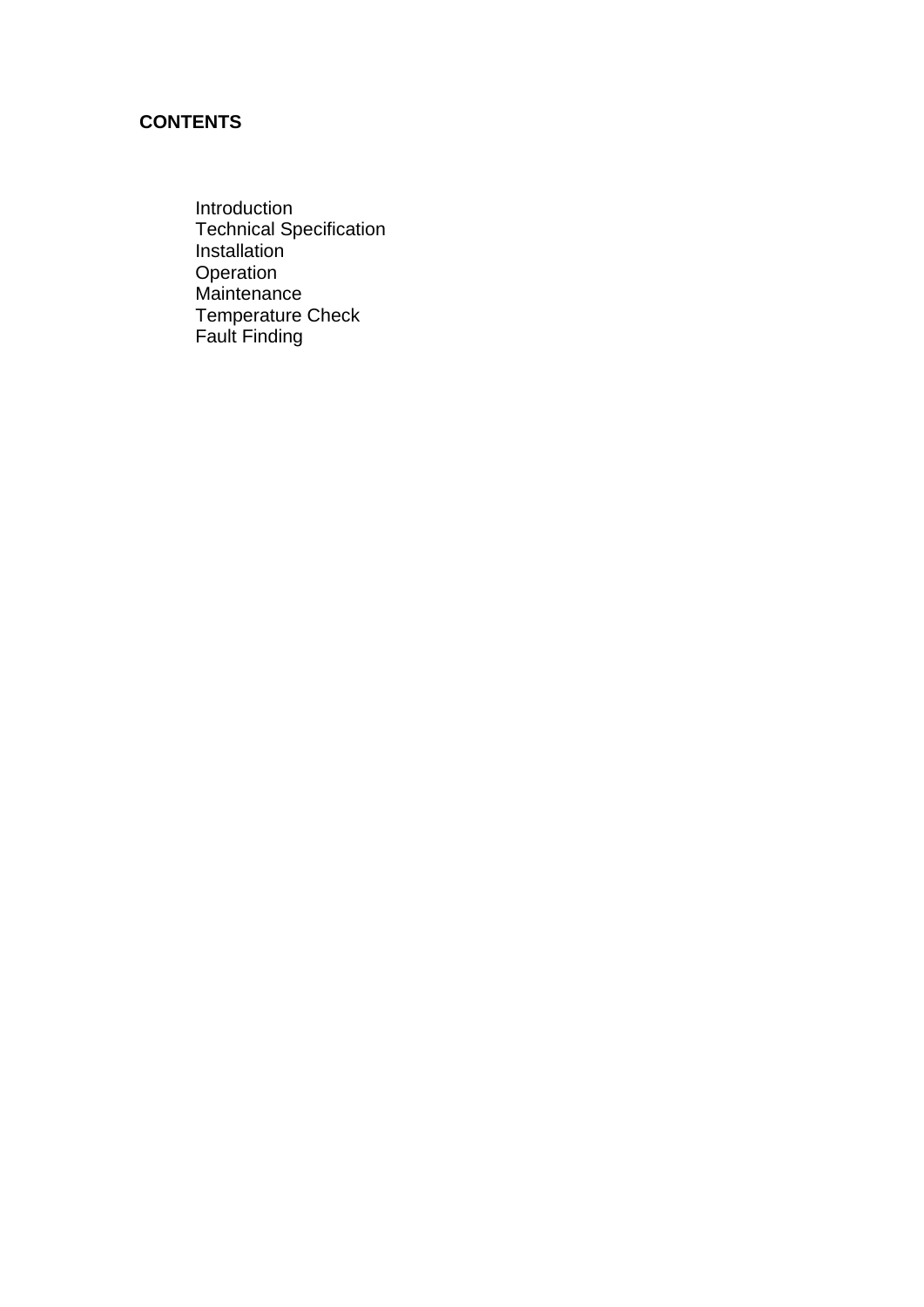**CONTENTS**

Introduction
Technical Specification
Installation
Operation
Maintenance
Temperature Check
Fault Finding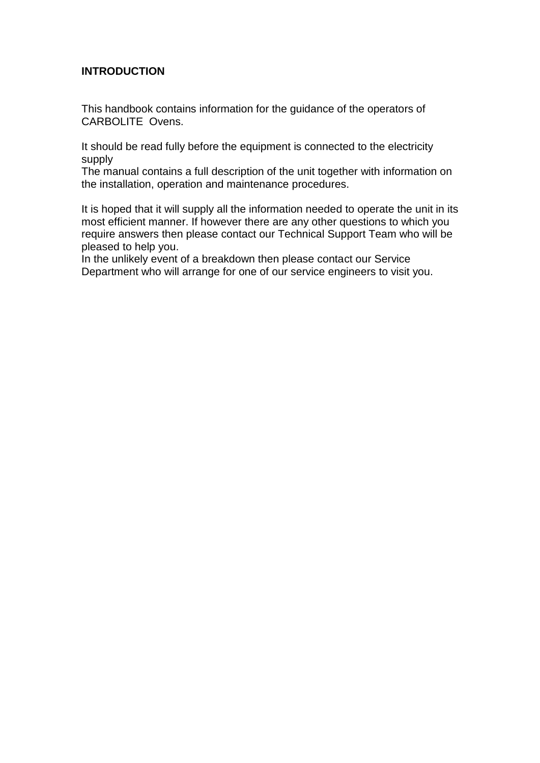# INTRODUCTION

This handbook contains information for the guidance of the operators of CARBOLITE Ovens.

It should be read fully before the equipment is connected to the electricity supply
The manual contains a full description of the unit together with information on the installation, operation and maintenance procedures.

It is hoped that it will supply all the information needed to operate the unit in its most efficient manner. If however there are any other questions to which you require answers then please contact our Technical Support Team who will be pleased to help you.
In the unlikely event of a breakdown then please contact our Service Department who will arrange for one of our service engineers to visit you.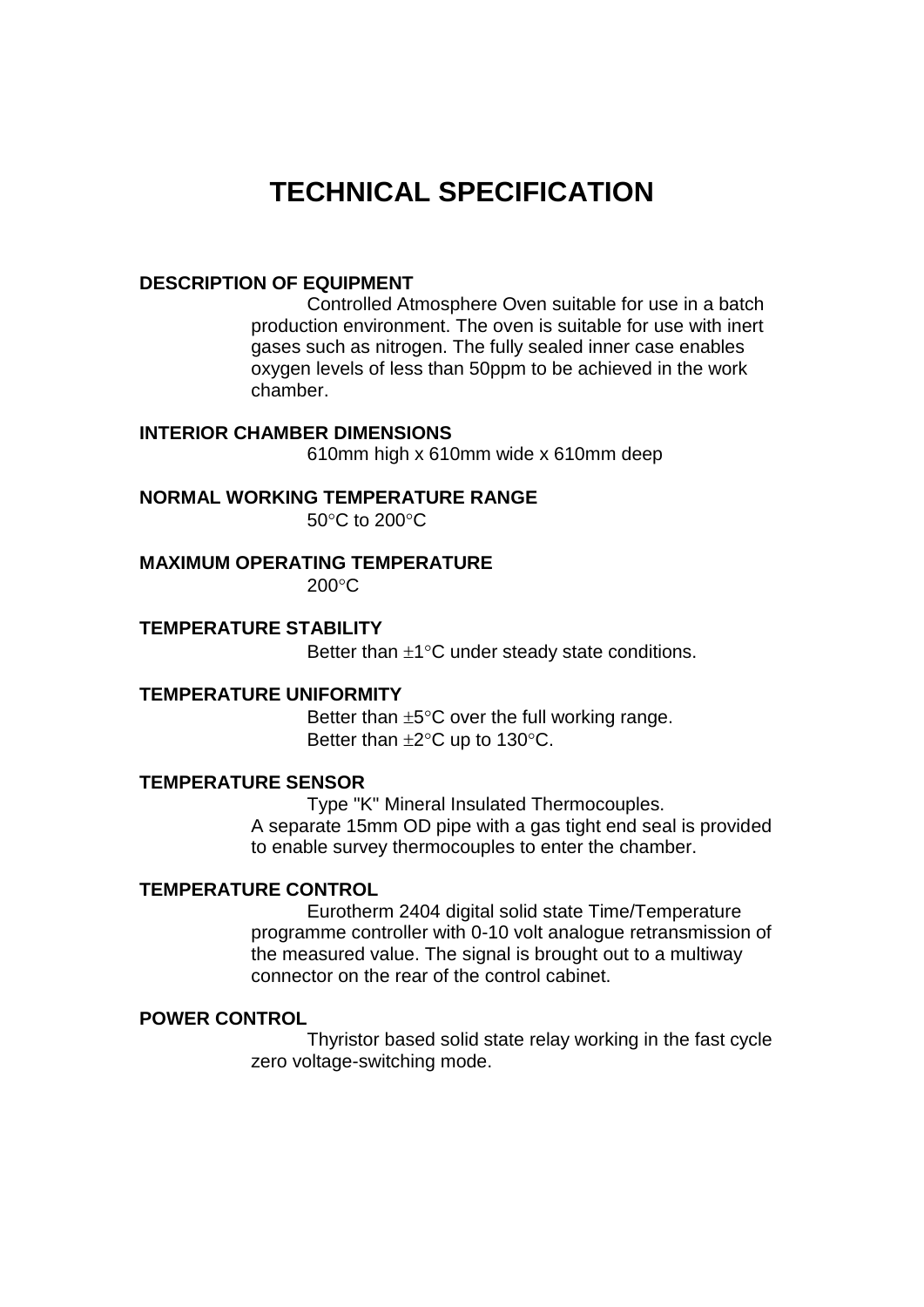# TECHNICAL SPECIFICATION

**DESCRIPTION OF EQUIPMENT**

Controlled Atmosphere Oven suitable for use in a batch production environment. The oven is suitable for use with inert gases such as nitrogen. The fully sealed inner case enables oxygen levels of less than 50ppm to be achieved in the work chamber.

**INTERIOR CHAMBER DIMENSIONS**

610mm high x 610mm wide x 610mm deep

**NORMAL WORKING TEMPERATURE RANGE**

50°C to 200°C

**MAXIMUM OPERATING TEMPERATURE**

200°C

**TEMPERATURE STABILITY**

Better than ±1°C under steady state conditions.

**TEMPERATURE UNIFORMITY**

Better than ±5°C over the full working range.
Better than ±2°C up to 130°C.

**TEMPERATURE SENSOR**

Type "K" Mineral Insulated Thermocouples.
A separate 15mm OD pipe with a gas tight end seal is provided to enable survey thermocouples to enter the chamber.

**TEMPERATURE CONTROL**

Eurotherm 2404 digital solid state Time/Temperature programme controller with 0-10 volt analogue retransmission of the measured value. The signal is brought out to a multiway connector on the rear of the control cabinet.

**POWER CONTROL**

Thyristor based solid state relay working in the fast cycle zero voltage-switching mode.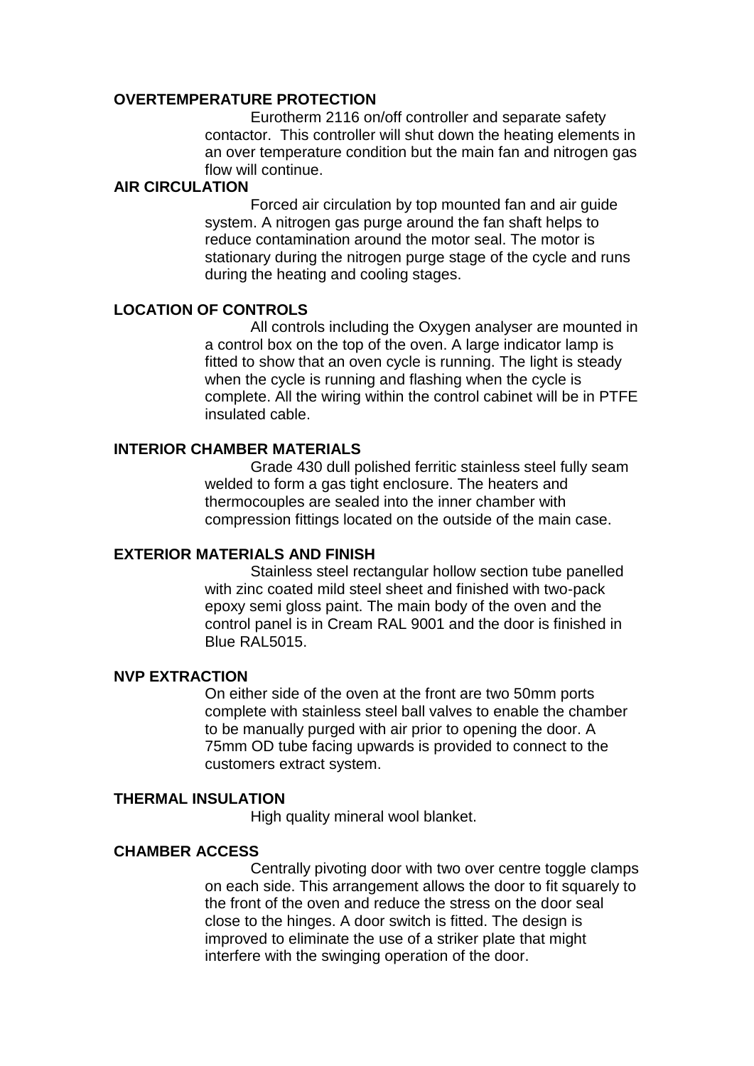**OVERTEMPERATURE PROTECTION**

Eurotherm 2116 on/off controller and separate safety contactor. This controller will shut down the heating elements in an over temperature condition but the main fan and nitrogen gas flow will continue.

**AIR CIRCULATION**

Forced air circulation by top mounted fan and air guide system. A nitrogen gas purge around the fan shaft helps to reduce contamination around the motor seal. The motor is stationary during the nitrogen purge stage of the cycle and runs during the heating and cooling stages.

**LOCATION OF CONTROLS**

All controls including the Oxygen analyser are mounted in a control box on the top of the oven. A large indicator lamp is fitted to show that an oven cycle is running. The light is steady when the cycle is running and flashing when the cycle is complete. All the wiring within the control cabinet will be in PTFE insulated cable.

**INTERIOR CHAMBER MATERIALS**

Grade 430 dull polished ferritic stainless steel fully seam welded to form a gas tight enclosure. The heaters and thermocouples are sealed into the inner chamber with compression fittings located on the outside of the main case.

**EXTERIOR MATERIALS AND FINISH**

Stainless steel rectangular hollow section tube panelled with zinc coated mild steel sheet and finished with two-pack epoxy semi gloss paint. The main body of the oven and the control panel is in Cream RAL 9001 and the door is finished in Blue RAL5015.

**NVP EXTRACTION**

On either side of the oven at the front are two 50mm ports complete with stainless steel ball valves to enable the chamber to be manually purged with air prior to opening the door. A 75mm OD tube facing upwards is provided to connect to the customers extract system.

**THERMAL INSULATION**

High quality mineral wool blanket.

**CHAMBER ACCESS**

Centrally pivoting door with two over centre toggle clamps on each side. This arrangement allows the door to fit squarely to the front of the oven and reduce the stress on the door seal close to the hinges. A door switch is fitted. The design is improved to eliminate the use of a striker plate that might interfere with the swinging operation of the door.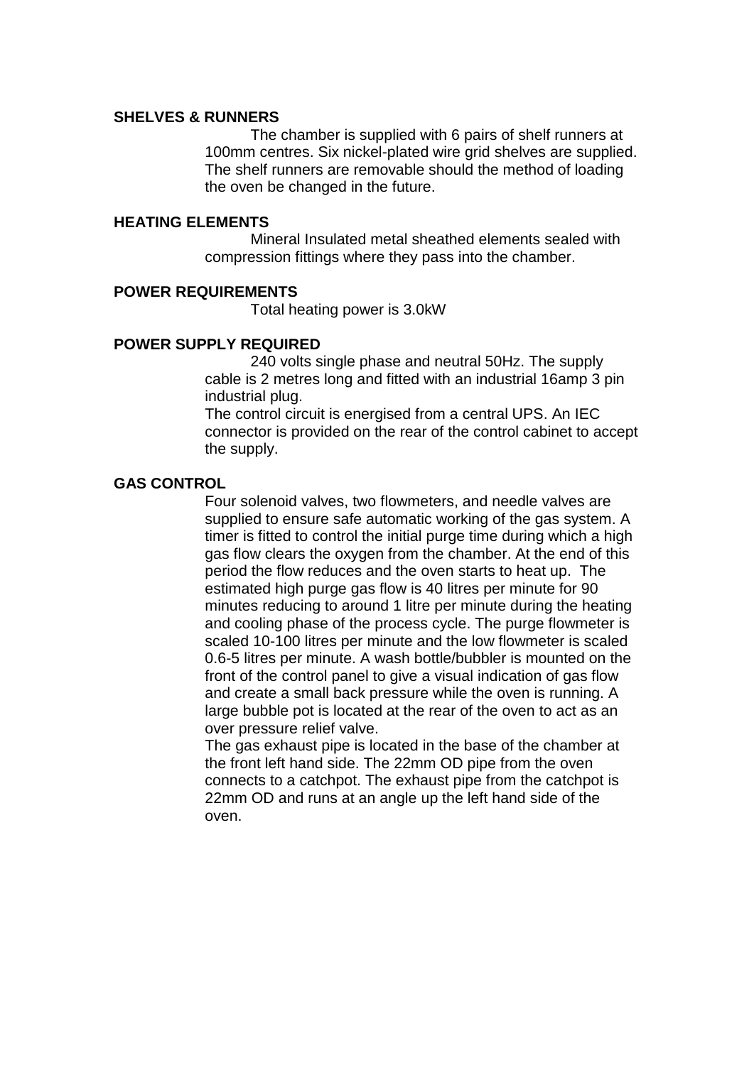**SHELVES & RUNNERS**

The chamber is supplied with 6 pairs of shelf runners at 100mm centres. Six nickel-plated wire grid shelves are supplied. The shelf runners are removable should the method of loading the oven be changed in the future.

**HEATING ELEMENTS**

Mineral Insulated metal sheathed elements sealed with compression fittings where they pass into the chamber.

**POWER REQUIREMENTS**

Total heating power is 3.0kW

**POWER SUPPLY REQUIRED**

240 volts single phase and neutral 50Hz. The supply cable is 2 metres long and fitted with an industrial 16amp 3 pin industrial plug.

The control circuit is energised from a central UPS. An IEC connector is provided on the rear of the control cabinet to accept the supply.

**GAS CONTROL**

Four solenoid valves, two flowmeters, and needle valves are supplied to ensure safe automatic working of the gas system. A timer is fitted to control the initial purge time during which a high gas flow clears the oxygen from the chamber. At the end of this period the flow reduces and the oven starts to heat up. The estimated high purge gas flow is 40 litres per minute for 90 minutes reducing to around 1 litre per minute during the heating and cooling phase of the process cycle. The purge flowmeter is scaled 10-100 litres per minute and the low flowmeter is scaled 0.6-5 litres per minute. A wash bottle/bubbler is mounted on the front of the control panel to give a visual indication of gas flow and create a small back pressure while the oven is running. A large bubble pot is located at the rear of the oven to act as an over pressure relief valve.

The gas exhaust pipe is located in the base of the chamber at the front left hand side. The 22mm OD pipe from the oven connects to a catchpot. The exhaust pipe from the catchpot is 22mm OD and runs at an angle up the left hand side of the oven.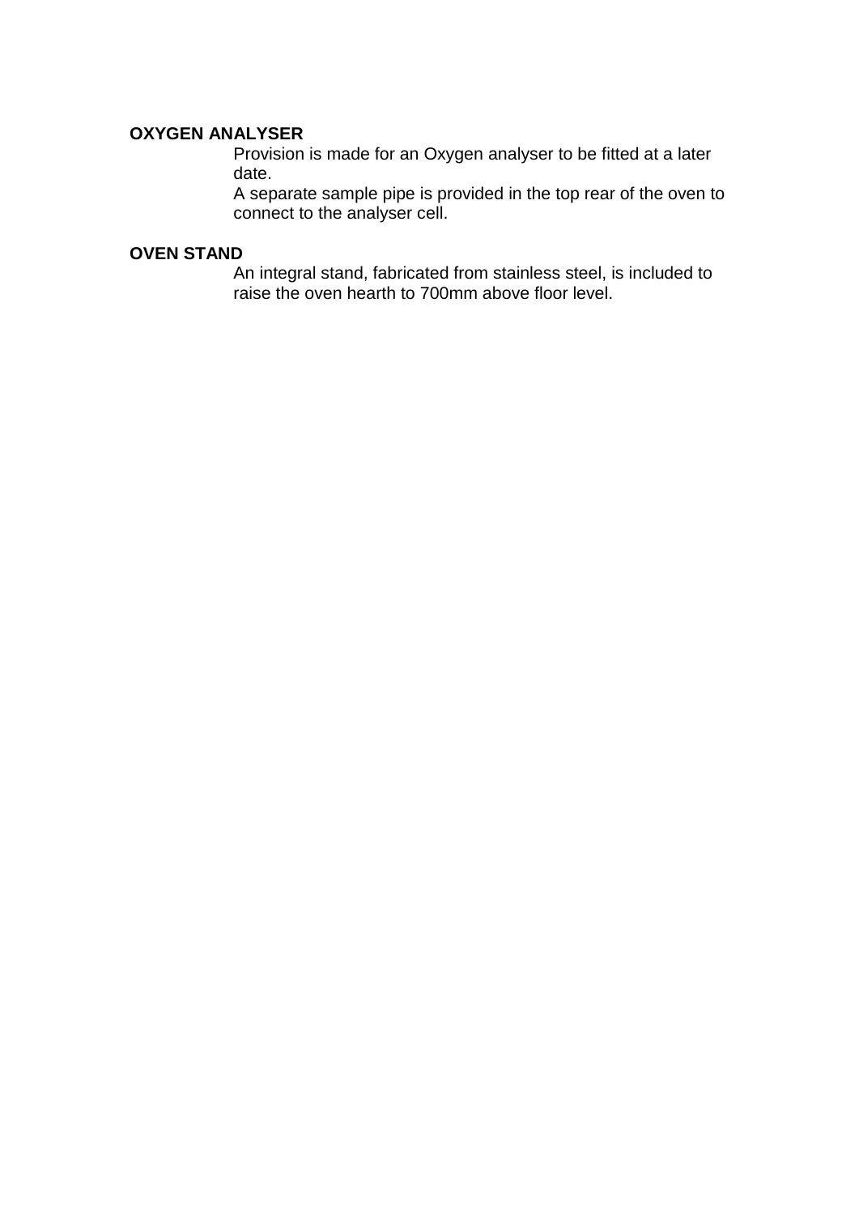**OXYGEN ANALYSER**

Provision is made for an Oxygen analyser to be fitted at a later date.

A separate sample pipe is provided in the top rear of the oven to connect to the analyser cell.

**OVEN STAND**

An integral stand, fabricated from stainless steel, is included to raise the oven hearth to 700mm above floor level.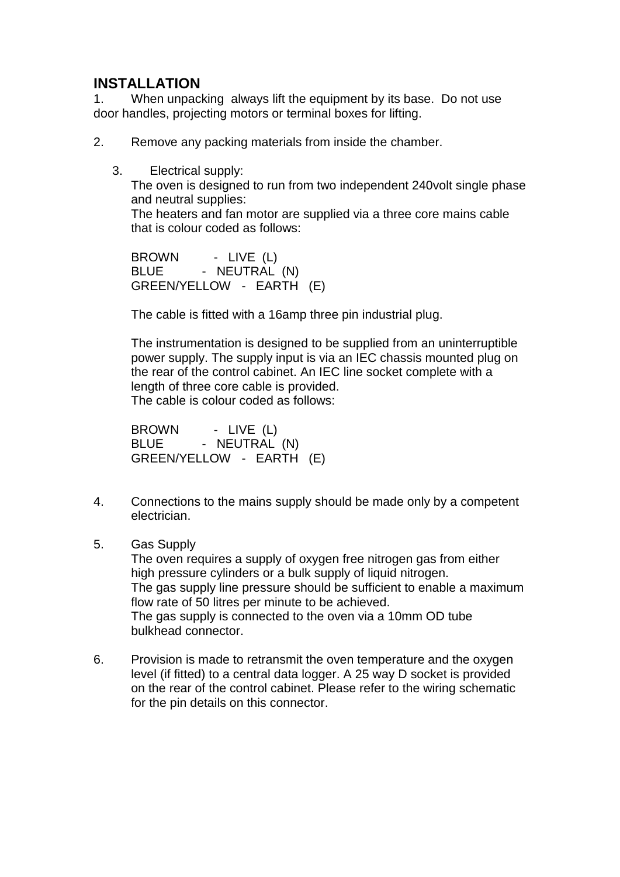## INSTALLATION

1. When unpacking always lift the equipment by its base. Do not use door handles, projecting motors or terminal boxes for lifting.

2. Remove any packing materials from inside the chamber.

3. Electrical supply:
   The oven is designed to run from two independent 240volt single phase and neutral supplies:
   The heaters and fan motor are supplied via a three core mains cable that is colour coded as follows:

   BROWN - LIVE (L)
   BLUE - NEUTRAL (N)
   GREEN/YELLOW - EARTH (E)

   The cable is fitted with a 16amp three pin industrial plug.

   The instrumentation is designed to be supplied from an uninterruptible power supply. The supply input is via an IEC chassis mounted plug on the rear of the control cabinet. An IEC line socket complete with a length of three core cable is provided.
   The cable is colour coded as follows:

   BROWN - LIVE (L)
   BLUE - NEUTRAL (N)
   GREEN/YELLOW - EARTH (E)

4. Connections to the mains supply should be made only by a competent electrician.

5. Gas Supply
   The oven requires a supply of oxygen free nitrogen gas from either high pressure cylinders or a bulk supply of liquid nitrogen.
   The gas supply line pressure should be sufficient to enable a maximum flow rate of 50 litres per minute to be achieved.
   The gas supply is connected to the oven via a 10mm OD tube bulkhead connector.

6. Provision is made to retransmit the oven temperature and the oxygen level (if fitted) to a central data logger. A 25 way D socket is provided on the rear of the control cabinet. Please refer to the wiring schematic for the pin details on this connector.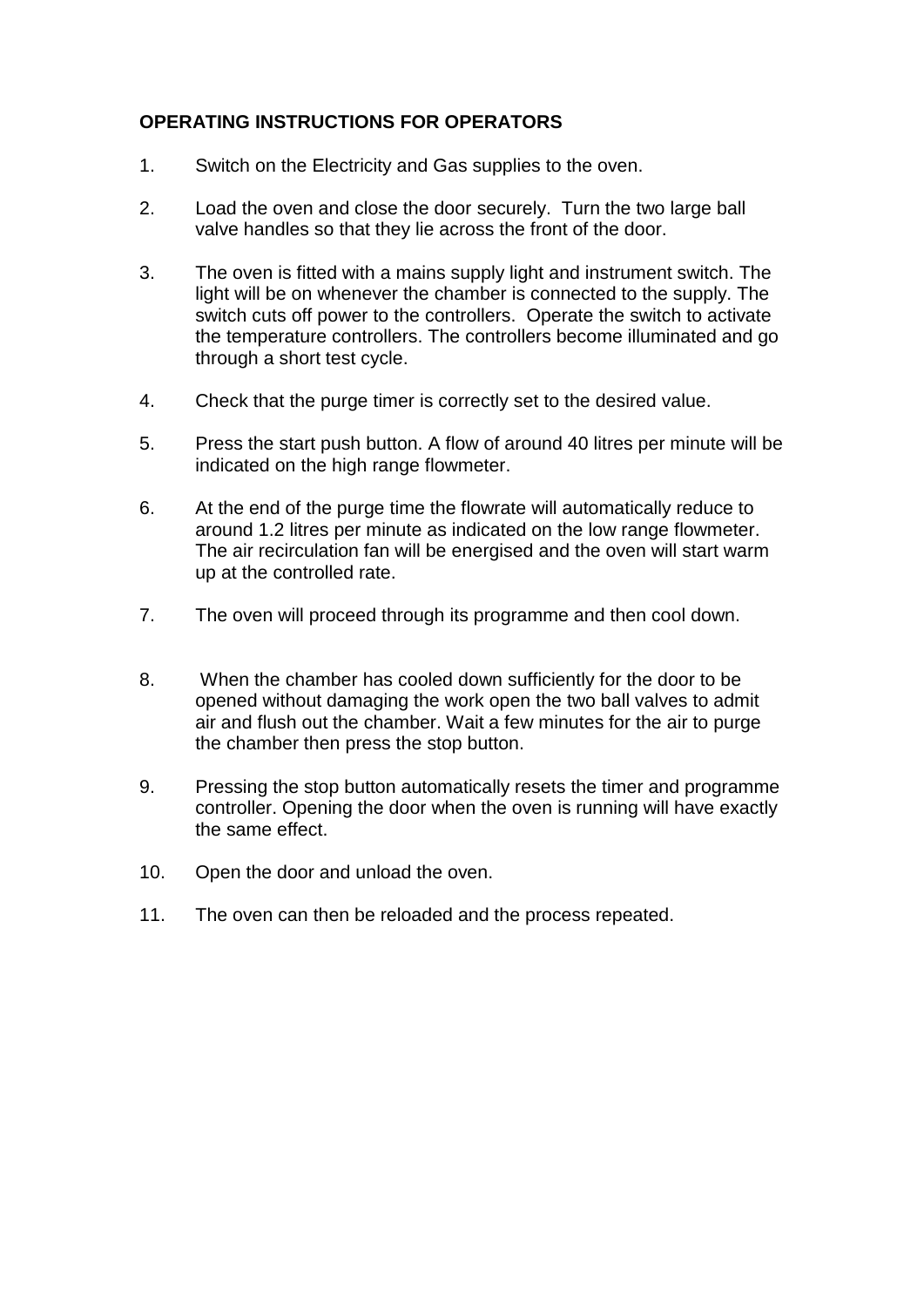**OPERATING INSTRUCTIONS FOR OPERATORS**

1. Switch on the Electricity and Gas supplies to the oven.

2. Load the oven and close the door securely. Turn the two large ball valve handles so that they lie across the front of the door.

3. The oven is fitted with a mains supply light and instrument switch. The light will be on whenever the chamber is connected to the supply. The switch cuts off power to the controllers. Operate the switch to activate the temperature controllers. The controllers become illuminated and go through a short test cycle.

4. Check that the purge timer is correctly set to the desired value.

5. Press the start push button. A flow of around 40 litres per minute will be indicated on the high range flowmeter.

6. At the end of the purge time the flowrate will automatically reduce to around 1.2 litres per minute as indicated on the low range flowmeter. The air recirculation fan will be energised and the oven will start warm up at the controlled rate.

7. The oven will proceed through its programme and then cool down.

8. When the chamber has cooled down sufficiently for the door to be opened without damaging the work open the two ball valves to admit air and flush out the chamber. Wait a few minutes for the air to purge the chamber then press the stop button.

9. Pressing the stop button automatically resets the timer and programme controller. Opening the door when the oven is running will have exactly the same effect.

10. Open the door and unload the oven.

11. The oven can then be reloaded and the process repeated.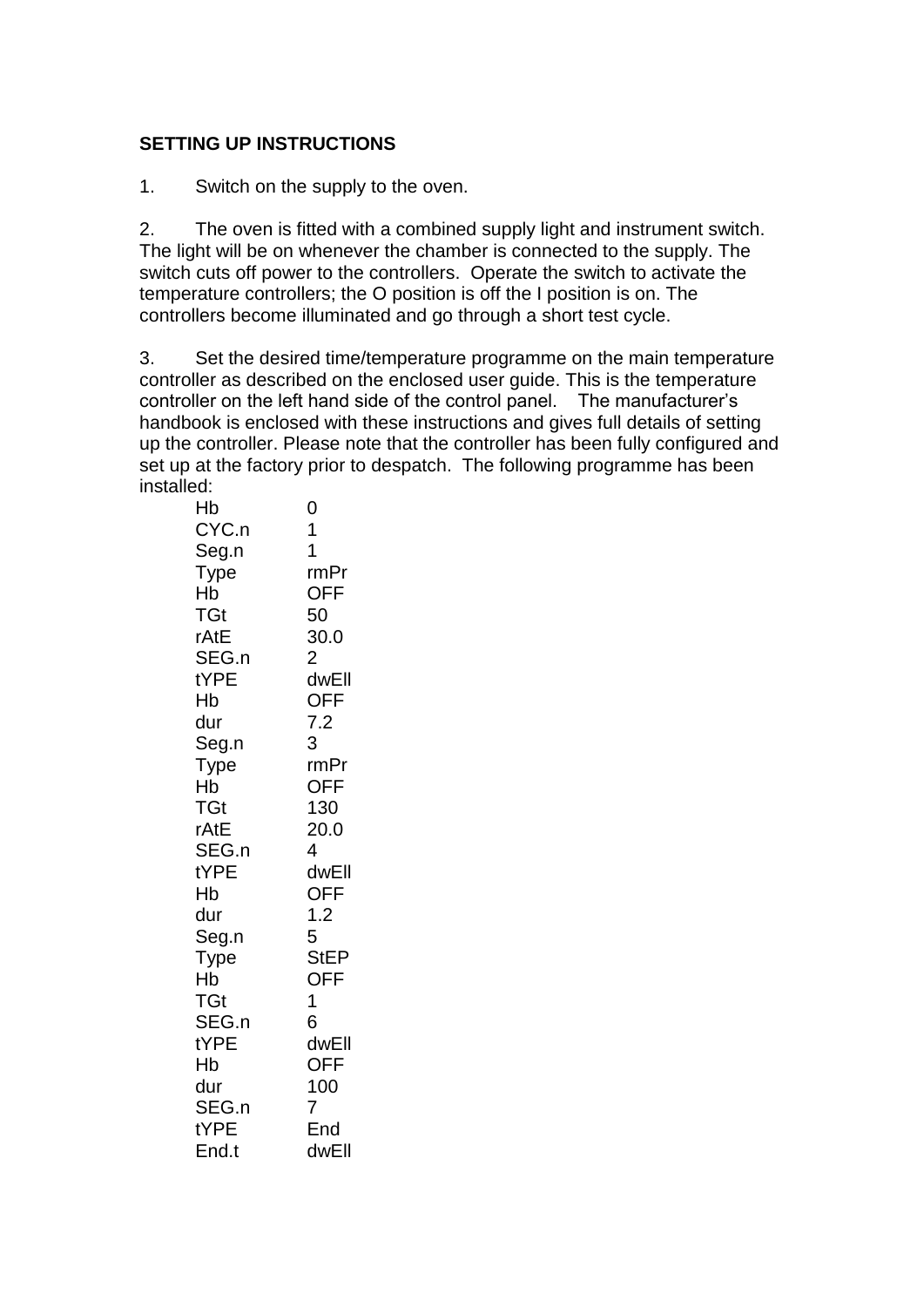**SETTING UP INSTRUCTIONS**

1. Switch on the supply to the oven.

2. The oven is fitted with a combined supply light and instrument switch. The light will be on whenever the chamber is connected to the supply. The switch cuts off power to the controllers. Operate the switch to activate the temperature controllers; the O position is off the I position is on. The controllers become illuminated and go through a short test cycle.

3. Set the desired time/temperature programme on the main temperature controller as described on the enclosed user guide. This is the temperature controller on the left hand side of the control panel. The manufacturer's handbook is enclosed with these instructions and gives full details of setting up the controller. Please note that the controller has been fully configured and set up at the factory prior to despatch. The following programme has been installed:

| | |
|---|---|
| Hb | 0 |
| CYC.n | 1 |
| Seg.n | 1 |
| Type | rmPr |
| Hb | OFF |
| TGt | 50 |
| rAtE | 30.0 |
| SEG.n | 2 |
| tYPE | dwEll |
| Hb | OFF |
| dur | 7.2 |
| Seg.n | 3 |
| Type | rmPr |
| Hb | OFF |
| TGt | 130 |
| rAtE | 20.0 |
| SEG.n | 4 |
| tYPE | dwEll |
| Hb | OFF |
| dur | 1.2 |
| Seg.n | 5 |
| Type | StEP |
| Hb | OFF |
| TGt | 1 |
| SEG.n | 6 |
| tYPE | dwEll |
| Hb | OFF |
| dur | 100 |
| SEG.n | 7 |
| tYPE | End |
| End.t | dwEll |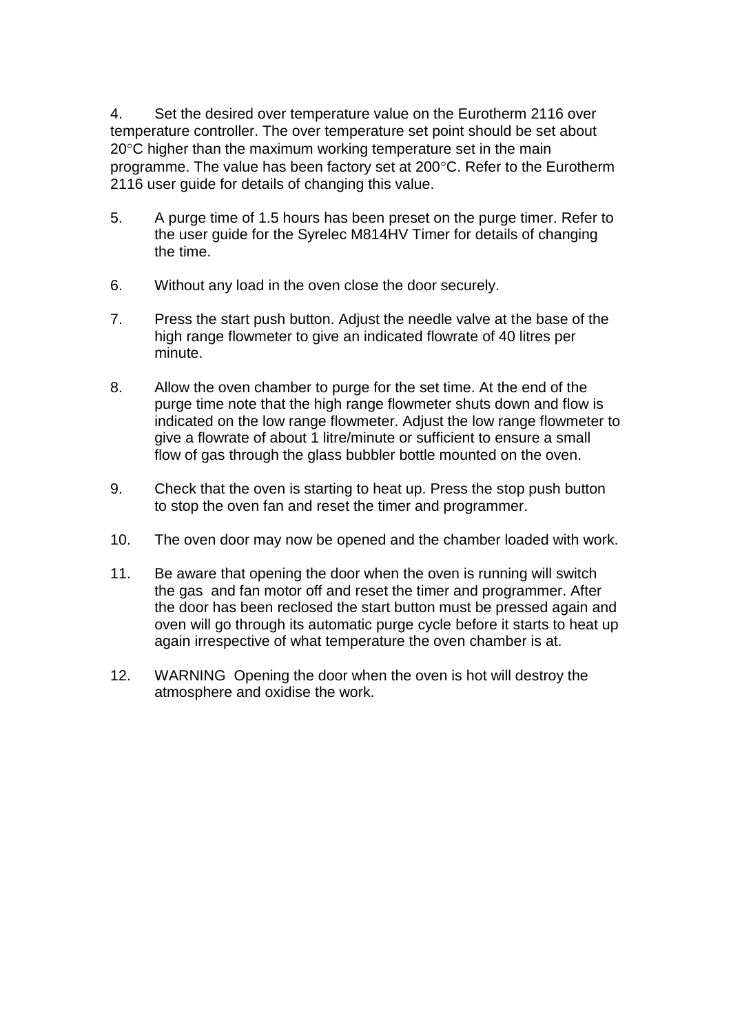4. Set the desired over temperature value on the Eurotherm 2116 over temperature controller. The over temperature set point should be set about 20°C higher than the maximum working temperature set in the main programme. The value has been factory set at 200°C. Refer to the Eurotherm 2116 user guide for details of changing this value.

5. A purge time of 1.5 hours has been preset on the purge timer. Refer to the user guide for the Syrelec M814HV Timer for details of changing the time.

6. Without any load in the oven close the door securely.

7. Press the start push button. Adjust the needle valve at the base of the high range flowmeter to give an indicated flowrate of 40 litres per minute.

8. Allow the oven chamber to purge for the set time. At the end of the purge time note that the high range flowmeter shuts down and flow is indicated on the low range flowmeter. Adjust the low range flowmeter to give a flowrate of about 1 litre/minute or sufficient to ensure a small flow of gas through the glass bubbler bottle mounted on the oven.

9. Check that the oven is starting to heat up. Press the stop push button to stop the oven fan and reset the timer and programmer.

10. The oven door may now be opened and the chamber loaded with work.

11. Be aware that opening the door when the oven is running will switch the gas and fan motor off and reset the timer and programmer. After the door has been reclosed the start button must be pressed again and oven will go through its automatic purge cycle before it starts to heat up again irrespective of what temperature the oven chamber is at.

12. WARNING Opening the door when the oven is hot will destroy the atmosphere and oxidise the work.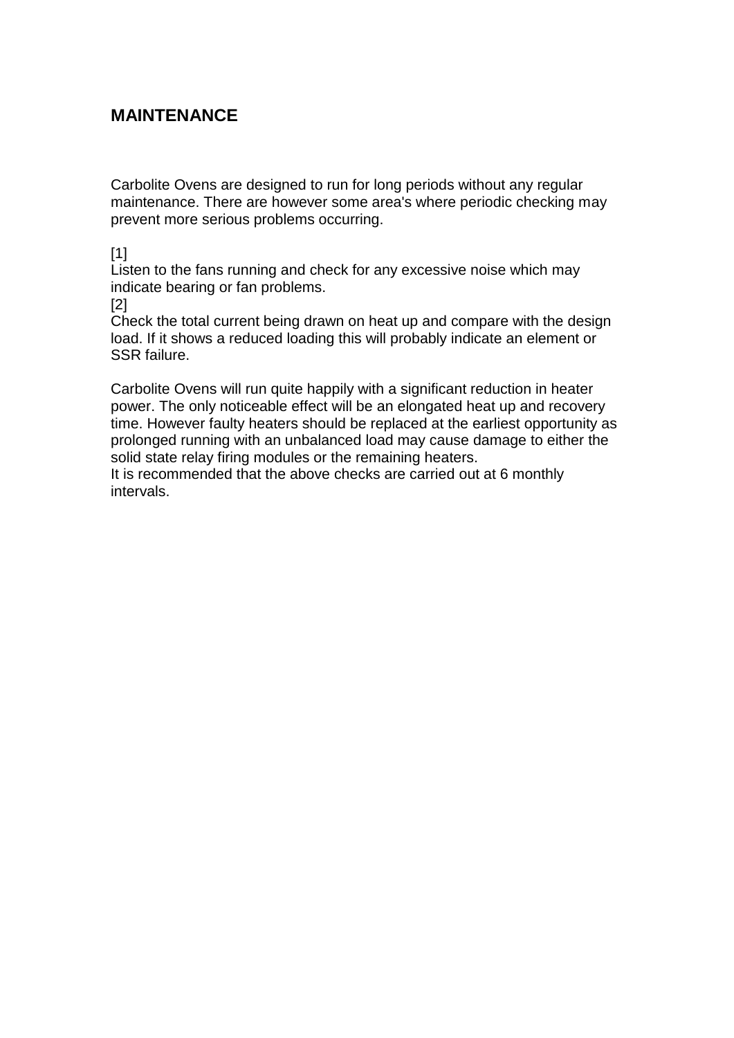## MAINTENANCE

Carbolite Ovens are designed to run for long periods without any regular maintenance. There are however some area's where periodic checking may prevent more serious problems occurring.

[1]
Listen to the fans running and check for any excessive noise which may indicate bearing or fan problems.
[2]
Check the total current being drawn on heat up and compare with the design load. If it shows a reduced loading this will probably indicate an element or SSR failure.

Carbolite Ovens will run quite happily with a significant reduction in heater power. The only noticeable effect will be an elongated heat up and recovery time. However faulty heaters should be replaced at the earliest opportunity as prolonged running with an unbalanced load may cause damage to either the solid state relay firing modules or the remaining heaters.
It is recommended that the above checks are carried out at 6 monthly intervals.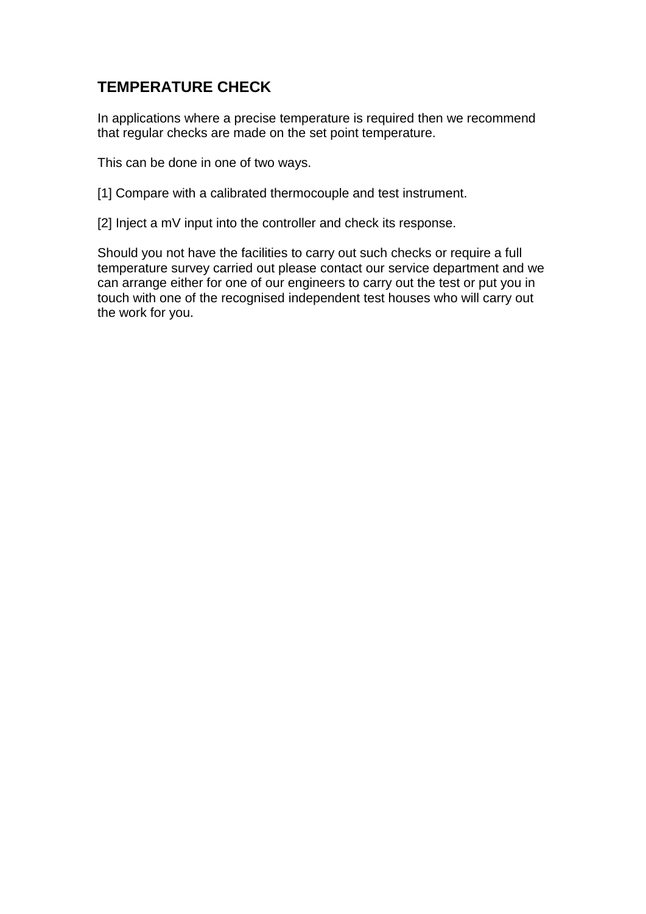## TEMPERATURE CHECK

In applications where a precise temperature is required then we recommend that regular checks are made on the set point temperature.

This can be done in one of two ways.

[1] Compare with a calibrated thermocouple and test instrument.

[2] Inject a mV input into the controller and check its response.

Should you not have the facilities to carry out such checks or require a full temperature survey carried out please contact our service department and we can arrange either for one of our engineers to carry out the test or put you in touch with one of the recognised independent test houses who will carry out the work for you.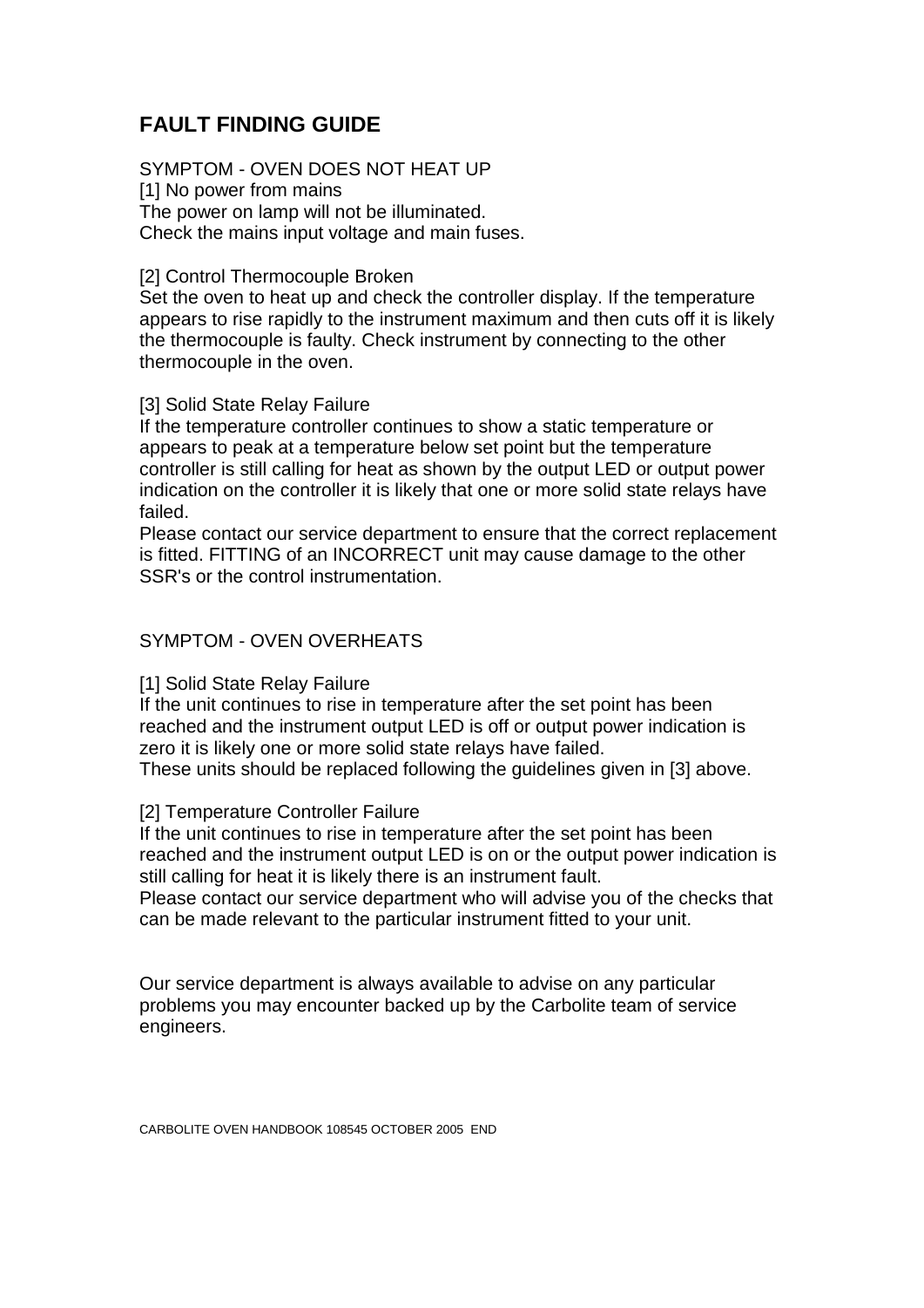## FAULT FINDING GUIDE

SYMPTOM - OVEN DOES NOT HEAT UP

[1] No power from mains
The power on lamp will not be illuminated.
Check the mains input voltage and main fuses.

[2] Control Thermocouple Broken
Set the oven to heat up and check the controller display. If the temperature appears to rise rapidly to the instrument maximum and then cuts off it is likely the thermocouple is faulty. Check instrument by connecting to the other thermocouple in the oven.

[3] Solid State Relay Failure
If the temperature controller continues to show a static temperature or appears to peak at a temperature below set point but the temperature controller is still calling for heat as shown by the output LED or output power indication on the controller it is likely that one or more solid state relays have failed.
Please contact our service department to ensure that the correct replacement is fitted. FITTING of an INCORRECT unit may cause damage to the other SSR's or the control instrumentation.

SYMPTOM - OVEN OVERHEATS

[1] Solid State Relay Failure
If the unit continues to rise in temperature after the set point has been reached and the instrument output LED is off or output power indication is zero it is likely one or more solid state relays have failed.
These units should be replaced following the guidelines given in [3] above.

[2] Temperature Controller Failure
If the unit continues to rise in temperature after the set point has been reached and the instrument output LED is on or the output power indication is still calling for heat it is likely there is an instrument fault.
Please contact our service department who will advise you of the checks that can be made relevant to the particular instrument fitted to your unit.

Our service department is always available to advise on any particular problems you may encounter backed up by the Carbolite team of service engineers.

CARBOLITE OVEN HANDBOOK 108545 OCTOBER 2005 END